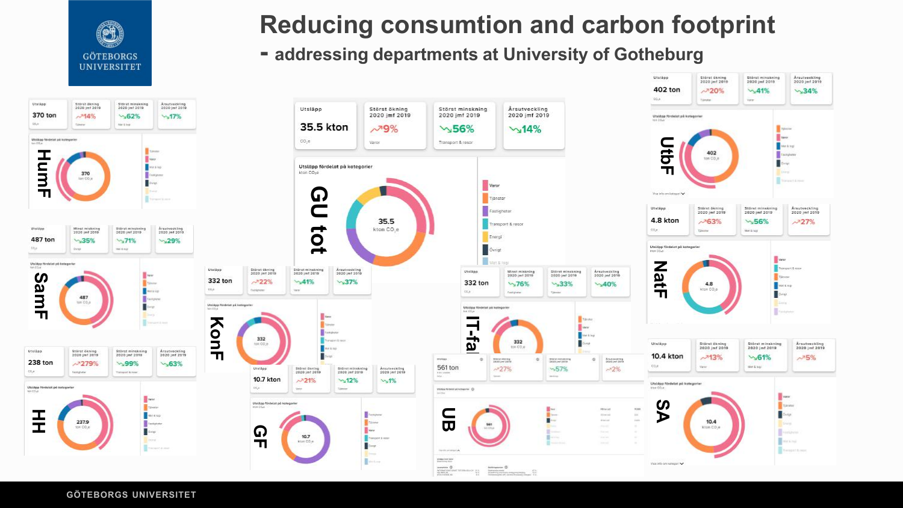# Reducing consumtion and carbon footprint

## - addressing departments at University of Gotheburg

GÖTEBORGS UNIVERSITET

### GU tot

| Utsläpp | Störst ökning 2020 jmf 2019 | Störst minskning 2020 jmf 2019 | Årsutveckling 2020 jmf 2019 |
|---|---|---|---|
| 35.5 kton $CO_2e$ | 9% Varor | 56% Transport & resor | 14% |

Utsläpp fördelat på kategorier (kton $CO_2e$): Varor, Tjänster, Fastigheter, Transport & resor, Energi, Övrigt, Mat & logi

### HumF

| Utsläpp | Störst ökning 2020 jmf 2019 | Störst minskning 2020 jmf 2019 | Årsutveckling 2020 jmf 2019 |
|---|---|---|---|
| 370 ton $CO_2e$ | 14% Tjänster | 62% Mat & logi | 17% |

### SamF

| Utsläpp | Minst minskning 2020 jmf 2019 | Störst minskning 2020 jmf 2019 | Årsutveckling 2020 jmf 2019 |
|---|---|---|---|
| 487 ton | 35% Övrigt | 71% Mat & logi | 29% |

### HH

| Utsläpp | Störst ökning 2020 jmf 2019 | Störst minskning 2020 jmf 2019 | Årsutveckling 2020 jmf 2019 |
|---|---|---|---|
| 238 ton $CO_2e$ | 279% Fastigheter | 99% Transport & resor | 63% |

### KonF

| Utsläpp | Störst ökning 2020 jmf 2019 | Störst minskning 2020 jmf 2019 | Årsutveckling 2020 jmf 2019 |
|---|---|---|---|
| 332 ton | 22% Fastigheter | 41% Varor | 37% |

### IT-fak

| Utsläpp | Minst minskning 2020 jmf 2019 | Störst minskning 2020 jmf 2019 | Årsutveckling 2020 jmf 2019 |
|---|---|---|---|
| 332 ton | 76% Fastigheter | 33% Tjänster | 40% |

### GF

| Utsläpp | Störst ökning 2020 jmf 2019 | Störst minskning 2020 jmf 2019 | Årsutveckling 2020 jmf 2019 |
|---|---|---|---|
| 10.7 kton | 21% Varor | 12% Tjänster | 1% |

### UB

| Utsläpp | Störst ökning 2020 jmf 2019 | Störst minskning 2020 jmf 2019 | Årsutveckling 2020 jmf 2019 |
|---|---|---|---|
| 561 ton | 27% Varor | 57% | 2% |

### UtbF

| Utsläpp | Störst ökning 2020 jmf 2019 | Störst minskning 2020 jmf 2019 | Årsutveckling 2020 jmf 2019 |
|---|---|---|---|
| 402 ton $CO_2e$ | 20% Tjänster | 41% Varor | 34% |

### NatF

| Utsläpp | Störst ökning 2020 jmf 2019 | Störst minskning 2020 jmf 2019 | Årsutveckling 2020 jmf 2019 |
|---|---|---|---|
| 4.8 kton $CO_2e$ | 63% Tjänster | 56% Mat & logi | 27% |

### SA

| Utsläpp | Störst ökning 2020 jmf 2019 | Störst minskning 2020 jmf 2019 | Årsutveckling 2020 jmf 2019 |
|---|---|---|---|
| 10.4 kton $CO_2e$ | 13% Varor | 61% Mat & logi | 5% |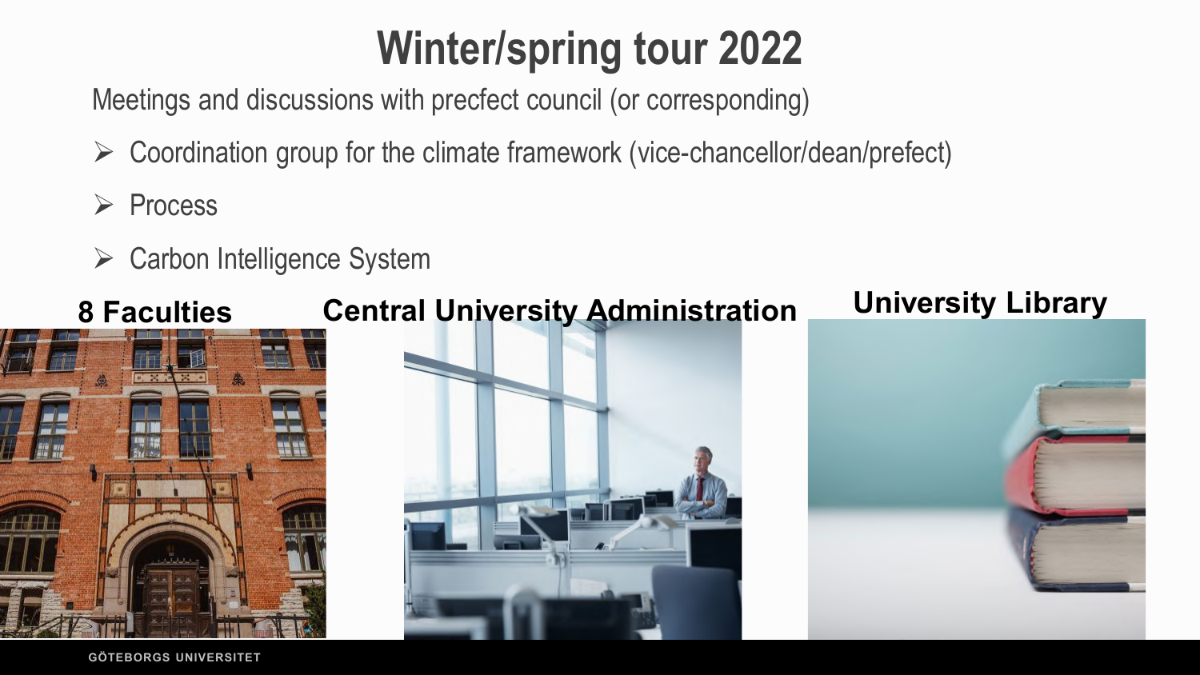# Winter/spring tour 2022

Meetings and discussions with precfect council (or corresponding)

- Coordination group for the climate framework (vice-chancellor/dean/prefect)
- Process
- Carbon Intelligence System

**8 Faculties**

**Central University Administration**

**University Library**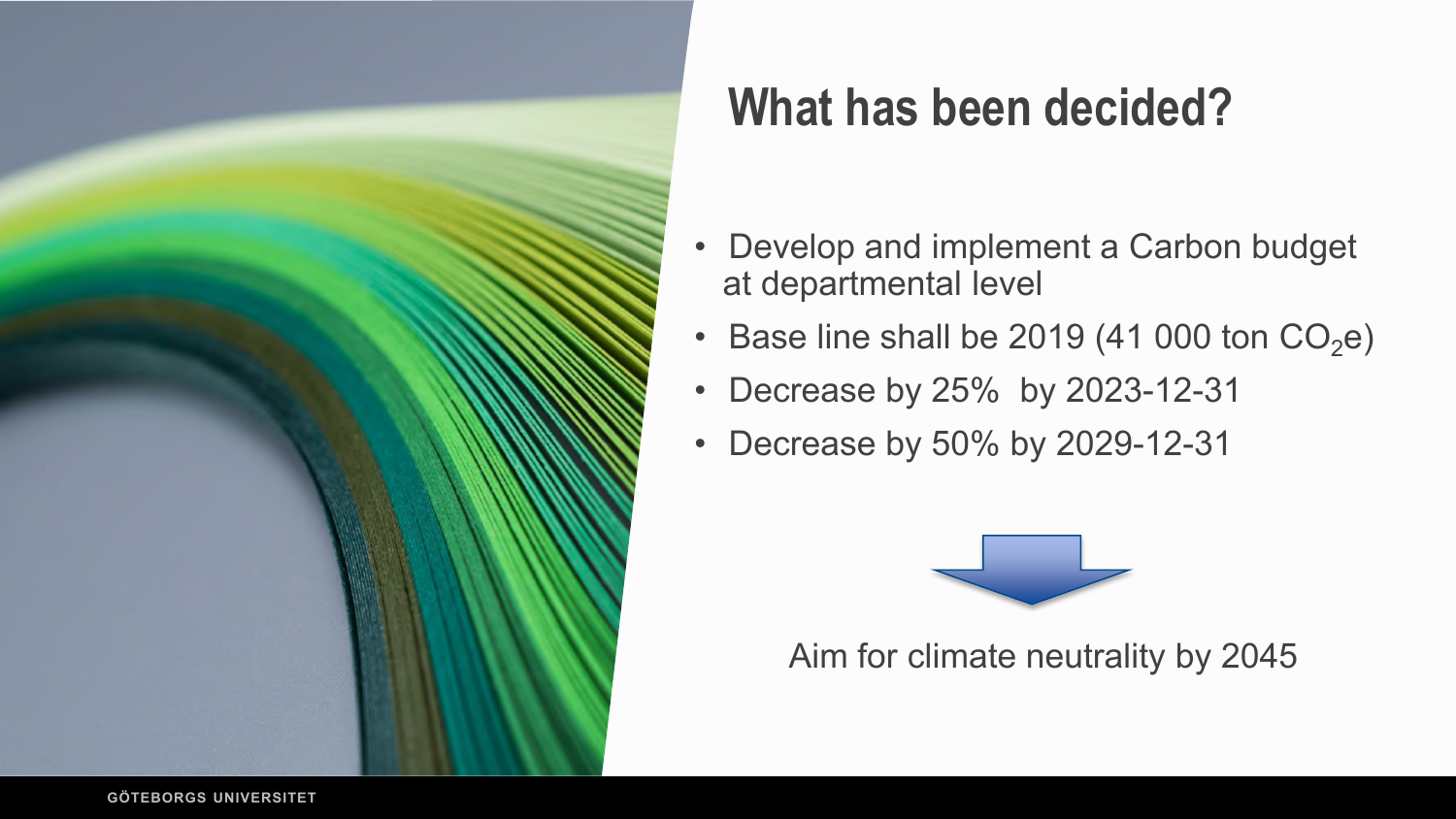# What has been decided?

- Develop and implement a Carbon budget at departmental level
- Base line shall be 2019 (41 000 ton $CO_2$e)
- Decrease by 25% by 2023-12-31
- Decrease by 50% by 2029-12-31

Aim for climate neutrality by 2045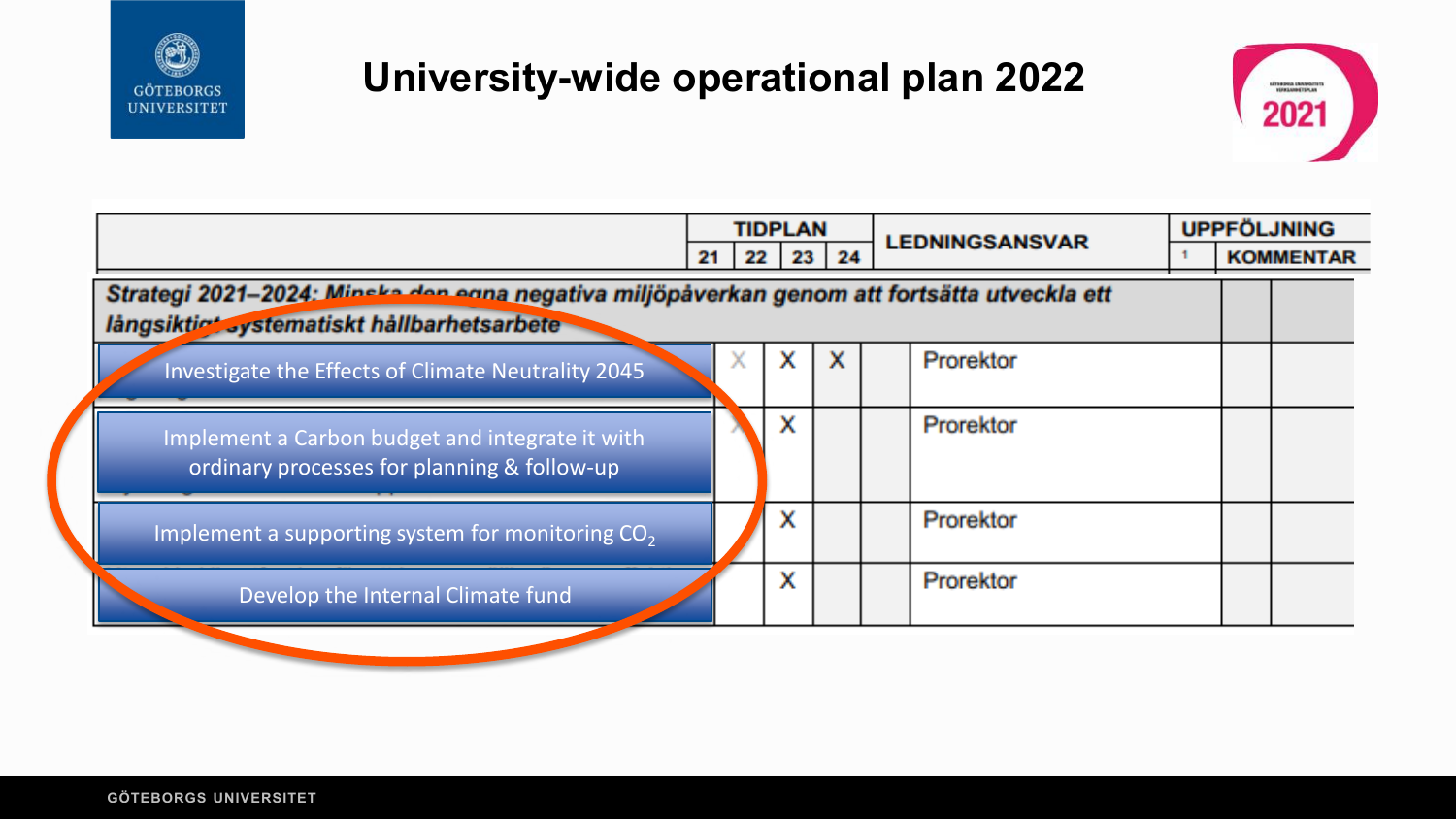# University-wide operational plan 2022

| | TIDPLAN | | | | LEDNINGSANSVAR | UPPFÖLJNING | |
|---|---|---|---|---|---|---|---|
| | 21 | 22 | 23 | 24 | | 1 | KOMMENTAR |
| ***Strategi 2021–2024: Minska den egna negativa miljöpåverkan genom att fortsätta utveckla ett långsiktigt systematiskt hållbarhetsarbete*** | | | | | | | |
| Investigate the Effects of Climate Neutrality 2045 | X | X | X | | Prorektor | | |
| Implement a Carbon budget and integrate it with ordinary processes for planning & follow-up | X | X | | | Prorektor | | |
| Implement a supporting system for monitoring $CO_2$ | | X | | | Prorektor | | |
| Develop the Internal Climate fund | | X | | | Prorektor | | |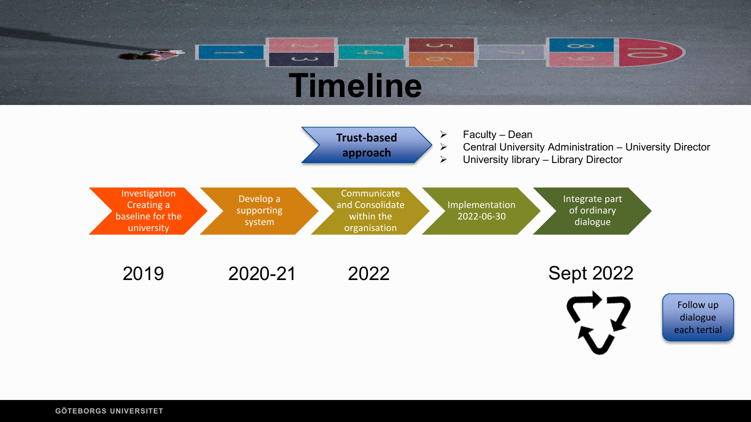# Timeline

**Trust-based approach**

- Faculty – Dean
- Central University Administration – University Director
- University library – Library Director

| Investigation Creating a baseline for the university | Develop a supporting system | Communicate and Consolidate within the organisation | Implementation 2022-06-30 | Integrate part of ordinary dialogue |
|---|---|---|---|---|
| 2019 | 2020-21 | 2022 | | Sept 2022 |

Follow up dialogue each tertial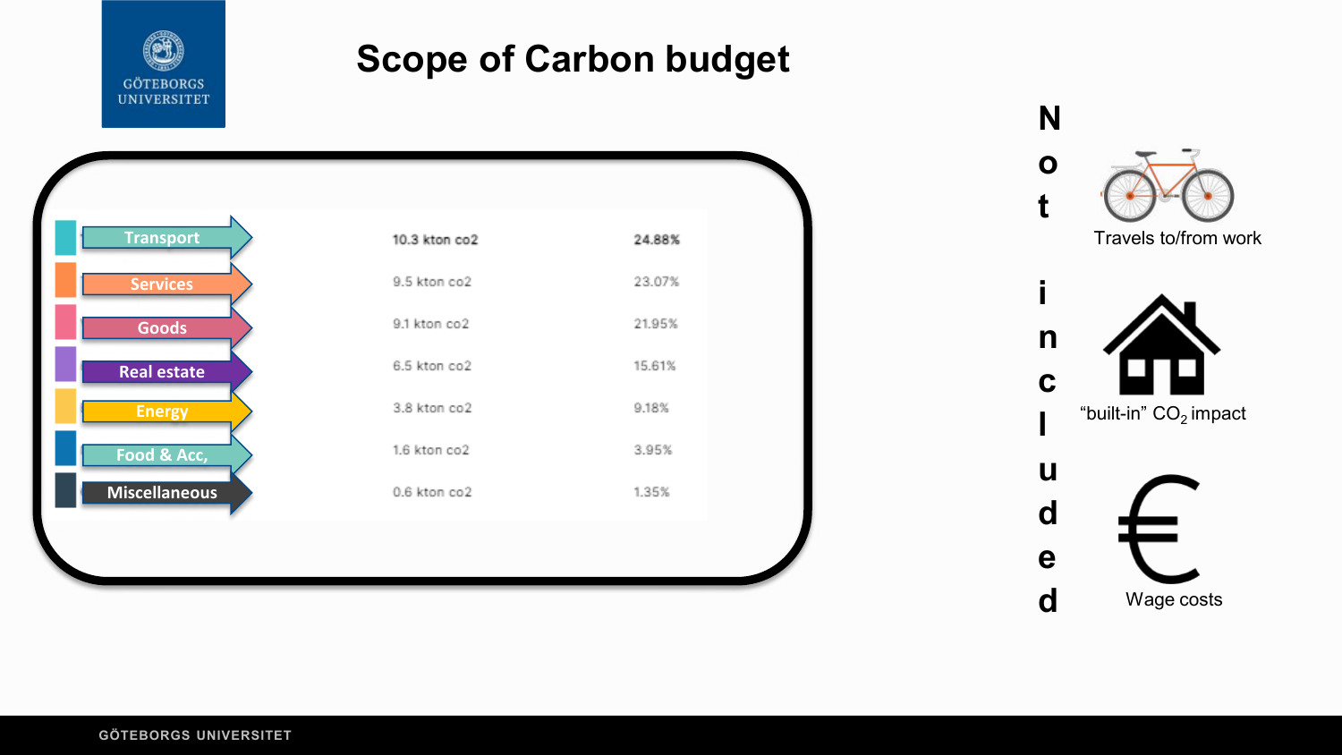# Scope of Carbon budget

| Category | Emissions | Share |
| --- | --- | --- |
| Transport | 10.3 kton co2 | 24.88% |
| Services | 9.5 kton co2 | 23.07% |
| Goods | 9.1 kton co2 | 21.95% |
| Real estate | 6.5 kton co2 | 15.61% |
| Energy | 3.8 kton co2 | 9.18% |
| Food & Acc, | 1.6 kton co2 | 3.95% |
| Miscellaneous | 0.6 kton co2 | 1.35% |

**Not included**

- Travels to/from work
- “built-in” $CO_2$ impact
- Wage costs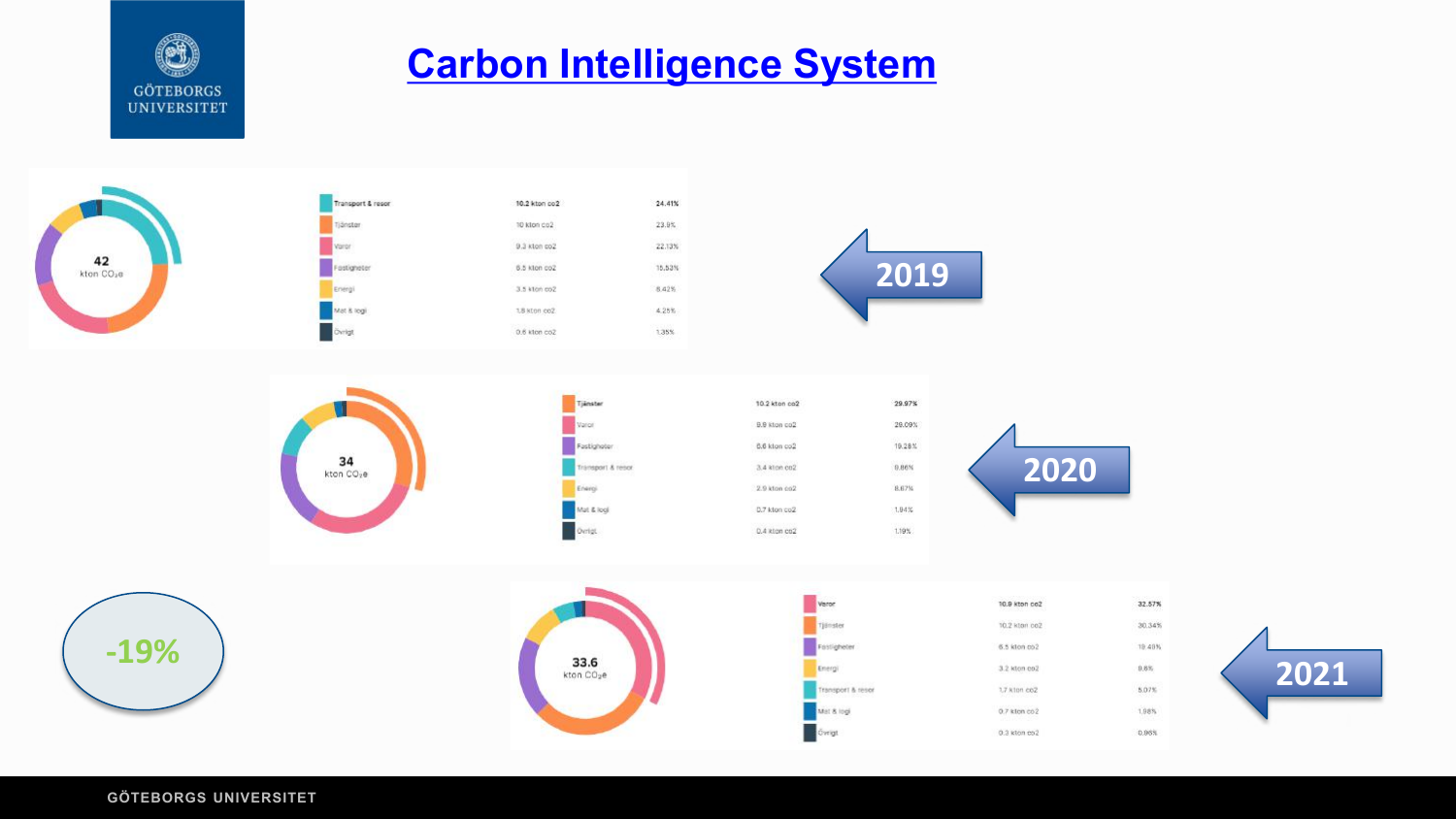# Carbon Intelligence System

**2019** — 42 kton $CO_2e$

| Kategori | Utsläpp | Andel |
| --- | --- | --- |
| Transport & resor | 10.2 kton co2 | 24.41% |
| Tjänster | 10 kton co2 | 23.9% |
| Varor | 9.3 kton co2 | 22.13% |
| Fastigheter | 6.5 kton co2 | 15.53% |
| Energi | 3.5 kton co2 | 8.42% |
| Mat & logi | 1.8 kton co2 | 4.25% |
| Övrigt | 0.6 kton co2 | 1.35% |

**2020** — 34 kton $CO_2e$

| Kategori | Utsläpp | Andel |
| --- | --- | --- |
| Tjänster | 10.2 kton co2 | 29.97% |
| Varor | 9.8 kton co2 | 29.09% |
| Fastigheter | 6.6 kton co2 | 19.28% |
| Transport & resor | 3.4 kton co2 | 9.86% |
| Energi | 2.9 kton co2 | 8.67% |
| Mat & logi | 0.7 kton co2 | 1.94% |
| Övrigt | 0.4 kton co2 | 1.19% |

**2021** — 33.6 kton $CO_2e$

| Kategori | Utsläpp | Andel |
| --- | --- | --- |
| Varor | 10.9 kton co2 | 32.57% |
| Tjänster | 10.2 kton co2 | 30.34% |
| Fastigheter | 6.5 kton co2 | 19.49% |
| Energi | 3.2 kton co2 | 9.6% |
| Transport & resor | 1.7 kton co2 | 5.07% |
| Mat & logi | 0.7 kton co2 | 1.98% |
| Övrigt | 0.3 kton co2 | 0.96% |

-19%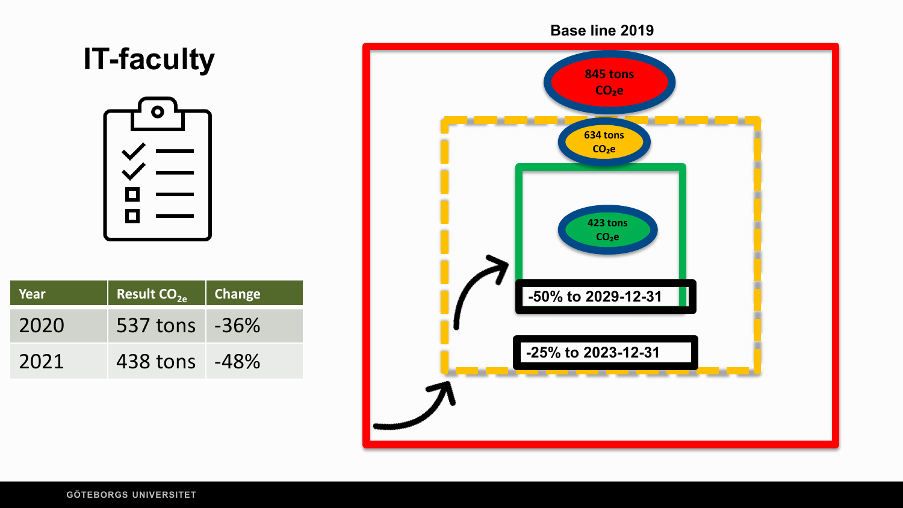# IT-faculty

| Year | Result $CO_{2e}$ | Change |
| --- | --- | --- |
| 2020 | 537 tons | -36% |
| 2021 | 438 tons | -48% |

Base line 2019

845 tons $CO_2e$

634 tons $CO_2e$

423 tons $CO_2e$

-50% to 2029-12-31

-25% to 2023-12-31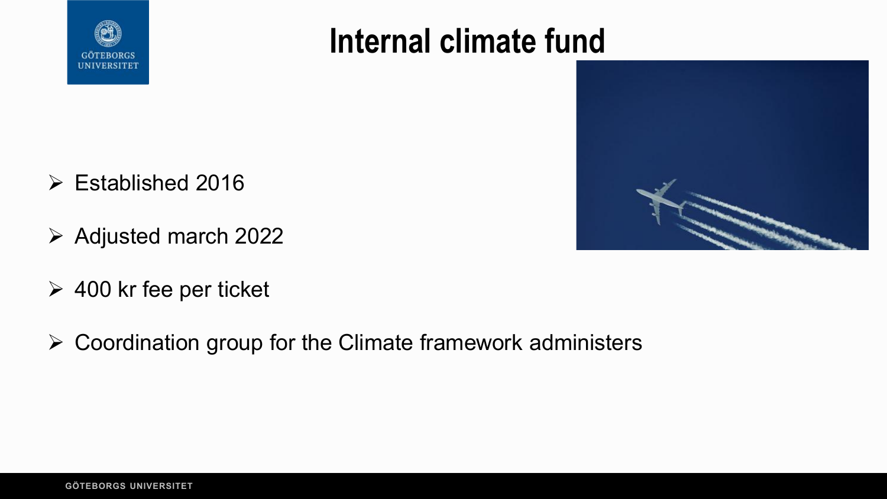# Internal climate fund

- Established 2016
- Adjusted march 2022
- 400 kr fee per ticket
- Coordination group for the Climate framework administers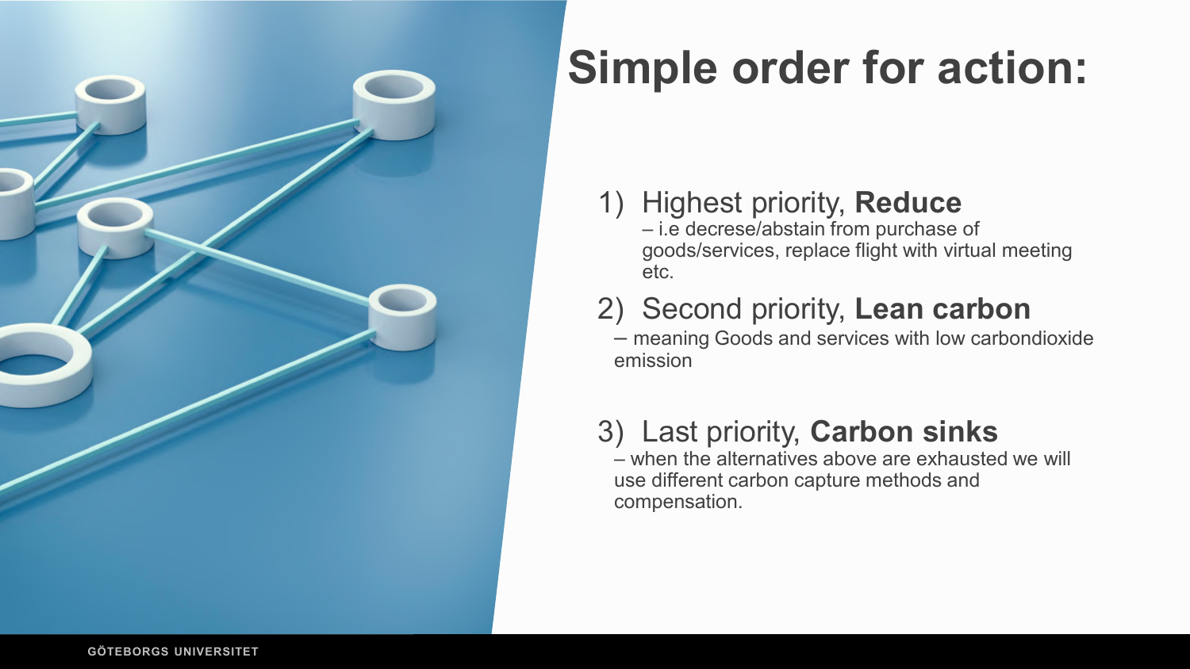# Simple order for action:

1) Highest priority, **Reduce**
   – i.e decrese/abstain from purchase of goods/services, replace flight with virtual meeting etc.

2) Second priority, **Lean carbon**
   – meaning Goods and services with low carbondioxide emission

3) Last priority, **Carbon sinks**
   – when the alternatives above are exhausted we will use different carbon capture methods and compensation.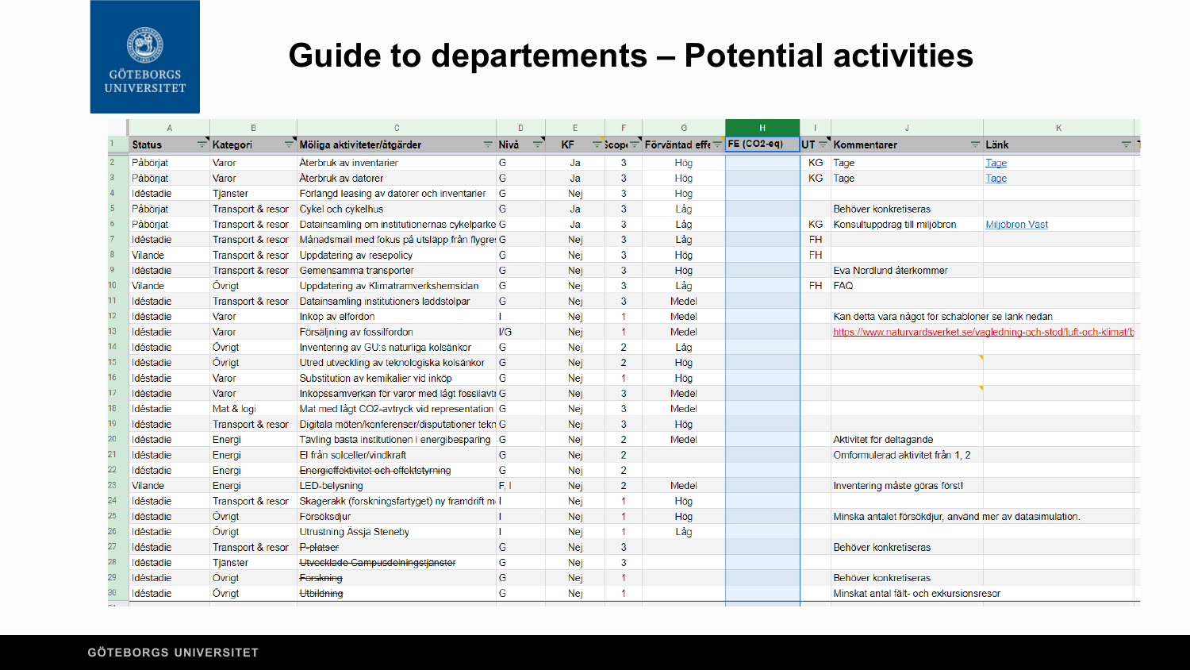# Guide to departements – Potential activities

| Status | Kategori | Möliga aktiviteter/åtgärder | Nivå | KF | Scope | Förväntad effe | FE (CO2-eq) | UT | Kommentarer | Länk |
|---|---|---|---|---|---|---|---|---|---|---|
| Påbörjat | Varor | Återbruk av inventarier | G | Ja | 3 | Hög | | KG | Tage | Tage |
| Påbörjat | Varor | Återbruk av datorer | G | Ja | 3 | Hög | | KG | Tage | Tage |
| Idéstadie | Tjänster | Förlängd leasing av datorer och inventarier | G | Nej | 3 | Hög | | | | |
| Påbörjat | Transport & resor | Cykel och cykelhus | G | Ja | 3 | Låg | | | Behöver konkretiseras | |
| Påbörjat | Transport & resor | Datainsamling om institutionernas cykelparke | G | Ja | 3 | Låg | | KG | Konsultuppdrag till miljöbron | Miljöbron Väst |
| Idéstadie | Transport & resor | Månadsmail med fokus på utsläpp från flygre | G | Nej | 3 | Låg | | FH | | |
| Vilande | Transport & resor | Uppdatering av resepolicy | G | Nej | 3 | Hög | | FH | | |
| Idéstadie | Transport & resor | Gemensamma transporter | G | Nej | 3 | Hög | | | Eva Nordlund återkommer | |
| Vilande | Övrigt | Uppdatering av Klimatramverkshemsidan | G | Nej | 3 | Låg | | FH | FAQ | |
| Idéstadie | Transport & resor | Datainsamling institutioners laddstolpar | G | Nej | 3 | Medel | | | | |
| Idéstadie | Varor | Inköp av elfordon | I | Nej | 1 | Medel | | | Kan detta vara något för schabloner se länk nedan | |
| Idéstadie | Varor | Försäljning av fossilfordon | I/G | Nej | 1 | Medel | | | https://www.naturvardsverket.se/vagledning-och-stod/luft-och-klimat/b | |
| Idéstadie | Övrigt | Inventering av GU:s naturliga kolsänkor | G | Nej | 2 | Låg | | | | |
| Idéstadie | Övrigt | Utred utveckling av teknologiska kolsänkor | G | Nej | 2 | Hög | | | | |
| Idéstadie | Varor | Substitution av kemikalier vid inköp | G | Nej | 1 | Hög | | | | |
| Idéstadie | Varor | Inköpssamverkan för varor med lågt fossilavtr | G | Nej | 3 | Medel | | | | |
| Idéstadie | Mat & logi | Mat med lågt CO2-avtryck vid representation | G | Nej | 3 | Medel | | | | |
| Idéstadie | Transport & resor | Digitala möten/konferenser/disputationer tekn | G | Nej | 3 | Hög | | | | |
| Idéstadie | Energi | Tävling bästa institutionen i energibesparing | G | Nej | 2 | Medel | | | Aktivitet för deltagande | |
| Idéstadie | Energi | El från solceller/vindkraft | G | Nej | 2 | | | | Omformulerad aktivitet från 1, 2 | |
| Idéstadie | Energi | ~~Energieffektivitet och effektstyrning~~ | G | Nej | 2 | | | | | |
| Vilande | Energi | LED-belysning | F, I | Nej | 2 | Medel | | | Inventering måste göras först! | |
| Idéstadie | Transport & resor | Skagerakk (forskningsfartyget) ny framdrift m | I | Nej | 1 | Hög | | | | |
| Idéstadie | Övrigt | Försöksdjur | I | Nej | 1 | Hög | | | Minska antalet försökdjur, använd mer av datasimulation. | |
| Idéstadie | Övrigt | Utrustning Åssja Steneby | I | Nej | 1 | Låg | | | | |
| Idéstadie | Transport & resor | ~~P-platser~~ | G | Nej | 3 | | | | Behöver konkretiseras | |
| Idéstadie | Tjänster | ~~Utvecklade Campusdelningstjänster~~ | G | Nej | 3 | | | | | |
| Idéstadie | Övrigt | ~~Forskning~~ | G | Nej | 1 | | | | Behöver konkretiseras | |
| Idéstadie | Övrigt | ~~Utbildning~~ | G | Nej | 1 | | | | Minskat antal fält- och exkursionsresor | |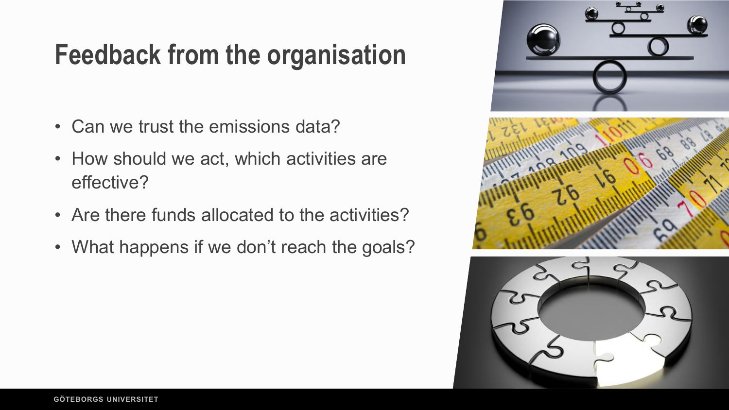# Feedback from the organisation

- Can we trust the emissions data?
- How should we act, which activities are effective?
- Are there funds allocated to the activities?
- What happens if we don't reach the goals?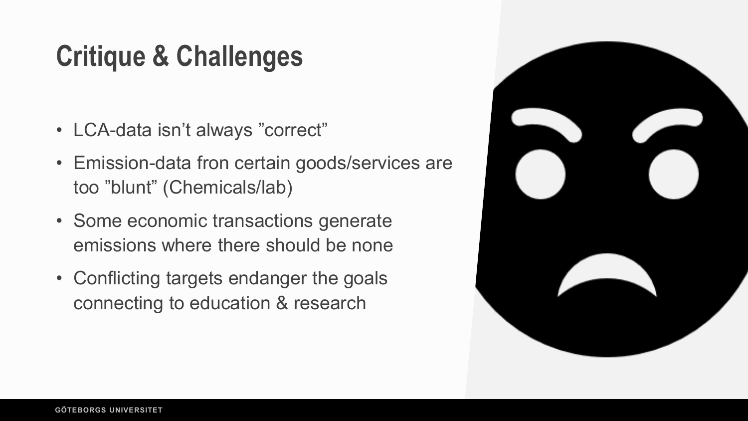# Critique & Challenges

- LCA-data isn't always ”correct”
- Emission-data fron certain goods/services are too ”blunt” (Chemicals/lab)
- Some economic transactions generate emissions where there should be none
- Conflicting targets endanger the goals connecting to education & research